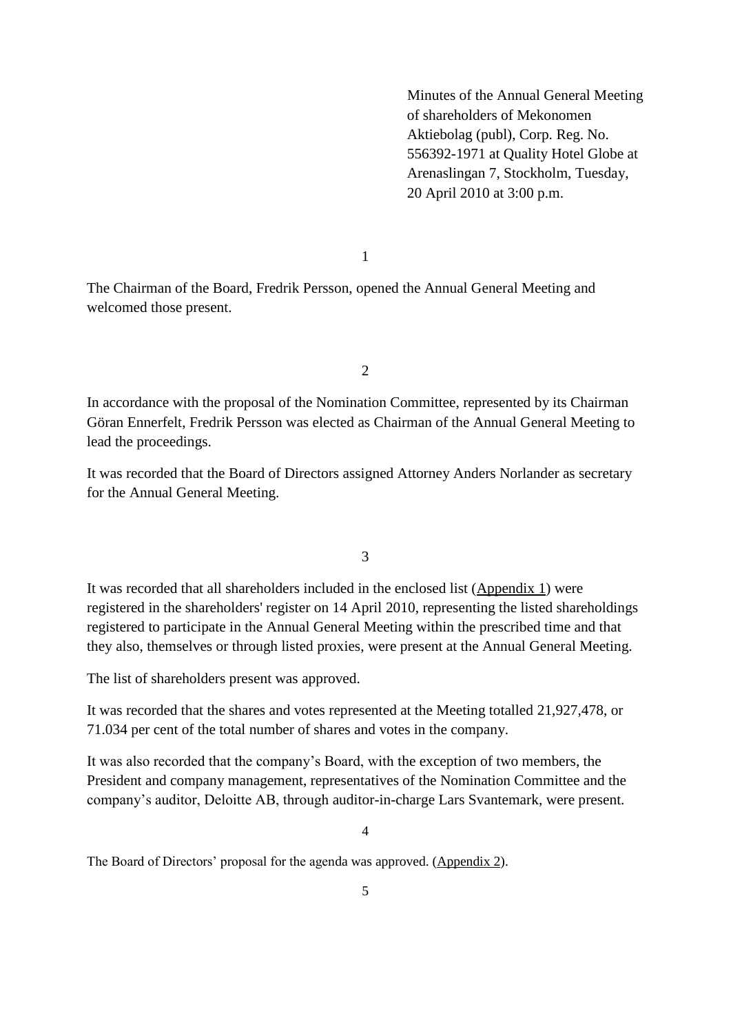Minutes of the Annual General Meeting of shareholders of Mekonomen Aktiebolag (publ), Corp. Reg. No. 556392-1971 at Quality Hotel Globe at Arenaslingan 7, Stockholm, Tuesday, 20 April 2010 at 3:00 p.m.

1

The Chairman of the Board, Fredrik Persson, opened the Annual General Meeting and welcomed those present.

2

In accordance with the proposal of the Nomination Committee, represented by its Chairman Göran Ennerfelt, Fredrik Persson was elected as Chairman of the Annual General Meeting to lead the proceedings.

It was recorded that the Board of Directors assigned Attorney Anders Norlander as secretary for the Annual General Meeting.

3

It was recorded that all shareholders included in the enclosed list (Appendix 1) were registered in the shareholders' register on 14 April 2010, representing the listed shareholdings registered to participate in the Annual General Meeting within the prescribed time and that they also, themselves or through listed proxies, were present at the Annual General Meeting.

The list of shareholders present was approved.

It was recorded that the shares and votes represented at the Meeting totalled 21,927,478, or 71.034 per cent of the total number of shares and votes in the company.

It was also recorded that the company's Board, with the exception of two members, the President and company management, representatives of the Nomination Committee and the company's auditor, Deloitte AB, through auditor-in-charge Lars Svantemark, were present.

4

The Board of Directors' proposal for the agenda was approved. (Appendix 2).

5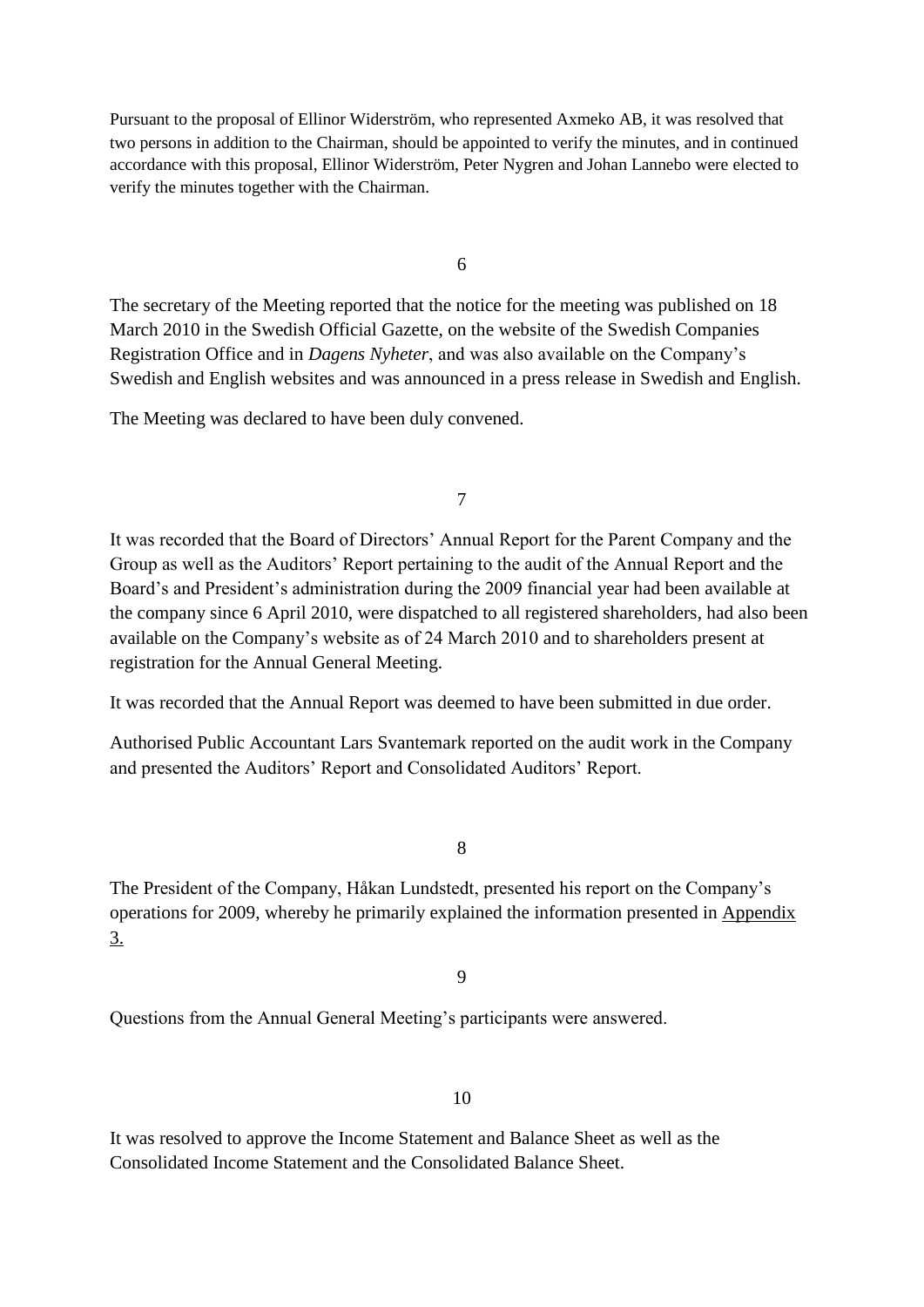Pursuant to the proposal of Ellinor Widerström, who represented Axmeko AB, it was resolved that two persons in addition to the Chairman, should be appointed to verify the minutes, and in continued accordance with this proposal, Ellinor Widerström, Peter Nygren and Johan Lannebo were elected to verify the minutes together with the Chairman.

6

The secretary of the Meeting reported that the notice for the meeting was published on 18 March 2010 in the Swedish Official Gazette, on the website of the Swedish Companies Registration Office and in *Dagens Nyheter*, and was also available on the Company's Swedish and English websites and was announced in a press release in Swedish and English.

The Meeting was declared to have been duly convened.

7

It was recorded that the Board of Directors' Annual Report for the Parent Company and the Group as well as the Auditors' Report pertaining to the audit of the Annual Report and the Board's and President's administration during the 2009 financial year had been available at the company since 6 April 2010, were dispatched to all registered shareholders, had also been available on the Company's website as of 24 March 2010 and to shareholders present at registration for the Annual General Meeting.

It was recorded that the Annual Report was deemed to have been submitted in due order.

Authorised Public Accountant Lars Svantemark reported on the audit work in the Company and presented the Auditors' Report and Consolidated Auditors' Report.

8

The President of the Company, Håkan Lundstedt, presented his report on the Company's operations for 2009, whereby he primarily explained the information presented in Appendix 3.

9

Questions from the Annual General Meeting's participants were answered.

10

It was resolved to approve the Income Statement and Balance Sheet as well as the Consolidated Income Statement and the Consolidated Balance Sheet.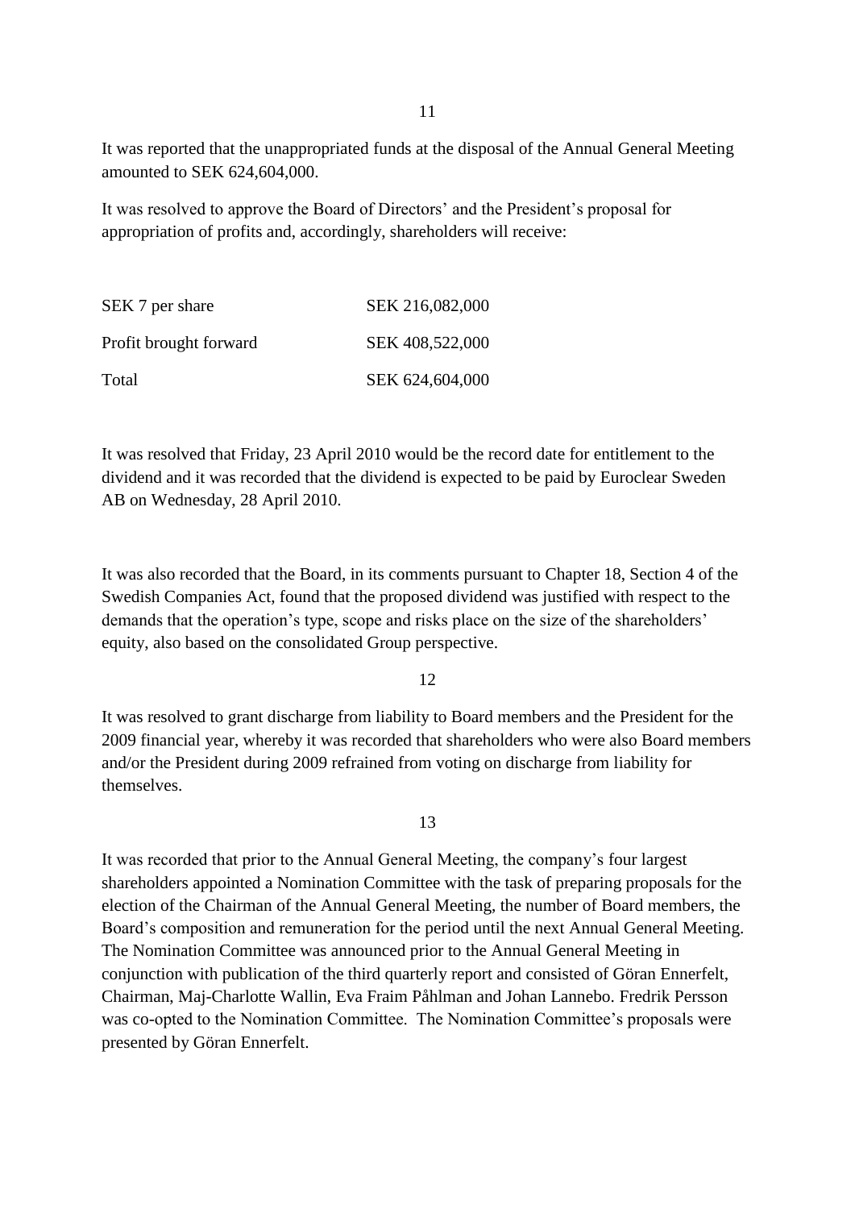11

It was reported that the unappropriated funds at the disposal of the Annual General Meeting amounted to SEK 624,604,000.

It was resolved to approve the Board of Directors' and the President's proposal for appropriation of profits and, accordingly, shareholders will receive:

| | |
|---|---|
| SEK 7 per share | SEK 216,082,000 |
| Profit brought forward | SEK 408,522,000 |
| Total | SEK 624,604,000 |

It was resolved that Friday, 23 April 2010 would be the record date for entitlement to the dividend and it was recorded that the dividend is expected to be paid by Euroclear Sweden AB on Wednesday, 28 April 2010.

It was also recorded that the Board, in its comments pursuant to Chapter 18, Section 4 of the Swedish Companies Act, found that the proposed dividend was justified with respect to the demands that the operation's type, scope and risks place on the size of the shareholders' equity, also based on the consolidated Group perspective.

12

It was resolved to grant discharge from liability to Board members and the President for the 2009 financial year, whereby it was recorded that shareholders who were also Board members and/or the President during 2009 refrained from voting on discharge from liability for themselves.

13

It was recorded that prior to the Annual General Meeting, the company's four largest shareholders appointed a Nomination Committee with the task of preparing proposals for the election of the Chairman of the Annual General Meeting, the number of Board members, the Board's composition and remuneration for the period until the next Annual General Meeting. The Nomination Committee was announced prior to the Annual General Meeting in conjunction with publication of the third quarterly report and consisted of Göran Ennerfelt, Chairman, Maj-Charlotte Wallin, Eva Fraim Påhlman and Johan Lannebo. Fredrik Persson was co-opted to the Nomination Committee. The Nomination Committee's proposals were presented by Göran Ennerfelt.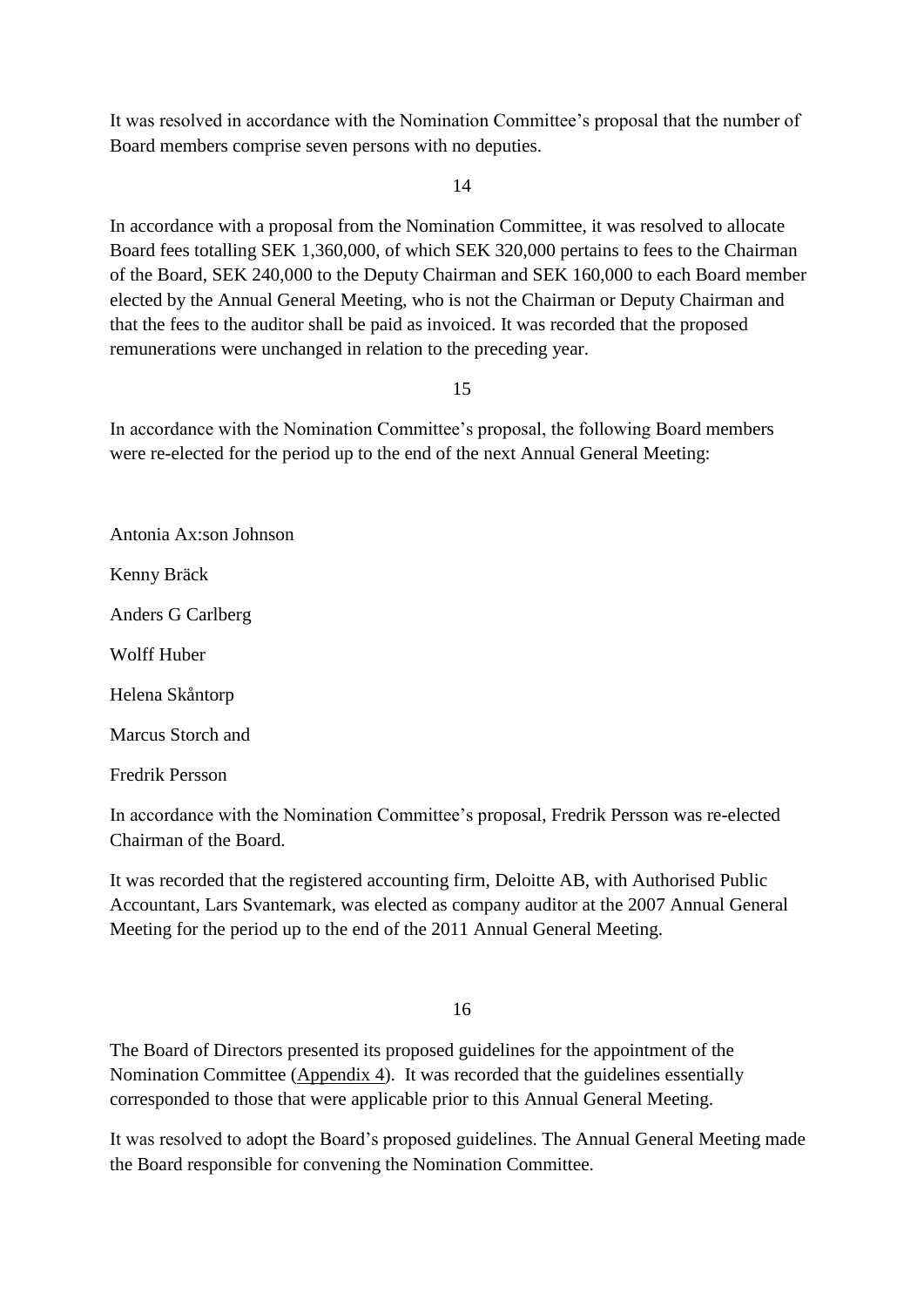It was resolved in accordance with the Nomination Committee's proposal that the number of Board members comprise seven persons with no deputies.

14

In accordance with a proposal from the Nomination Committee, it was resolved to allocate Board fees totalling SEK 1,360,000, of which SEK 320,000 pertains to fees to the Chairman of the Board, SEK 240,000 to the Deputy Chairman and SEK 160,000 to each Board member elected by the Annual General Meeting, who is not the Chairman or Deputy Chairman and that the fees to the auditor shall be paid as invoiced. It was recorded that the proposed remunerations were unchanged in relation to the preceding year.

15

In accordance with the Nomination Committee's proposal, the following Board members were re-elected for the period up to the end of the next Annual General Meeting:

Antonia Ax:son Johnson

Kenny Bräck

Anders G Carlberg

Wolff Huber

Helena Skåntorp

Marcus Storch and

Fredrik Persson

In accordance with the Nomination Committee's proposal, Fredrik Persson was re-elected Chairman of the Board.

It was recorded that the registered accounting firm, Deloitte AB, with Authorised Public Accountant, Lars Svantemark, was elected as company auditor at the 2007 Annual General Meeting for the period up to the end of the 2011 Annual General Meeting.

16

The Board of Directors presented its proposed guidelines for the appointment of the Nomination Committee (Appendix 4). It was recorded that the guidelines essentially corresponded to those that were applicable prior to this Annual General Meeting.

It was resolved to adopt the Board's proposed guidelines. The Annual General Meeting made the Board responsible for convening the Nomination Committee.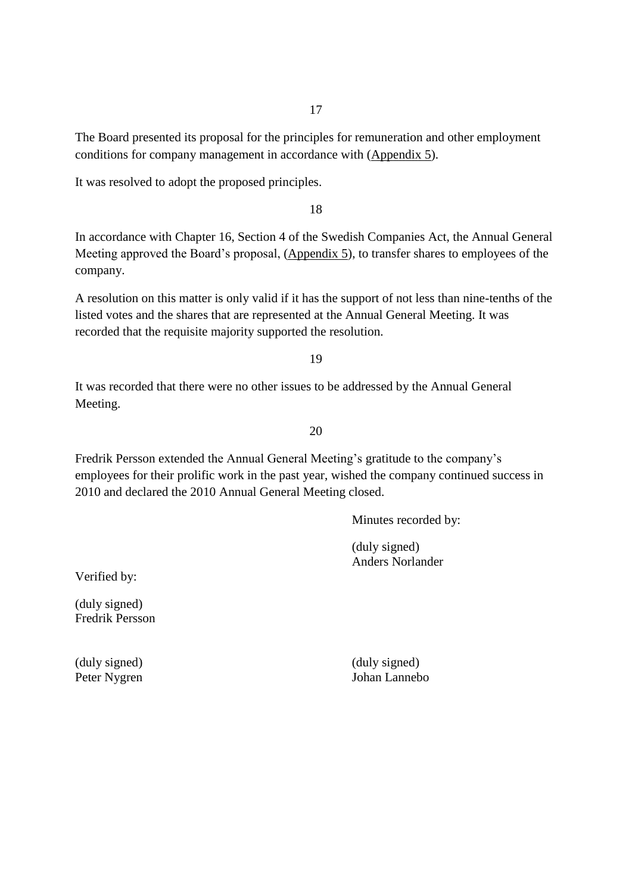17

The Board presented its proposal for the principles for remuneration and other employment conditions for company management in accordance with (Appendix 5).

It was resolved to adopt the proposed principles.

18

In accordance with Chapter 16, Section 4 of the Swedish Companies Act, the Annual General Meeting approved the Board's proposal, (Appendix 5), to transfer shares to employees of the company.

A resolution on this matter is only valid if it has the support of not less than nine-tenths of the listed votes and the shares that are represented at the Annual General Meeting. It was recorded that the requisite majority supported the resolution.

19

It was recorded that there were no other issues to be addressed by the Annual General Meeting.

20

Fredrik Persson extended the Annual General Meeting's gratitude to the company's employees for their prolific work in the past year, wished the company continued success in 2010 and declared the 2010 Annual General Meeting closed.

Minutes recorded by:

(duly signed)
Anders Norlander

Verified by:

(duly signed)
Fredrik Persson

(duly signed)
Peter Nygren

(duly signed)
Johan Lannebo